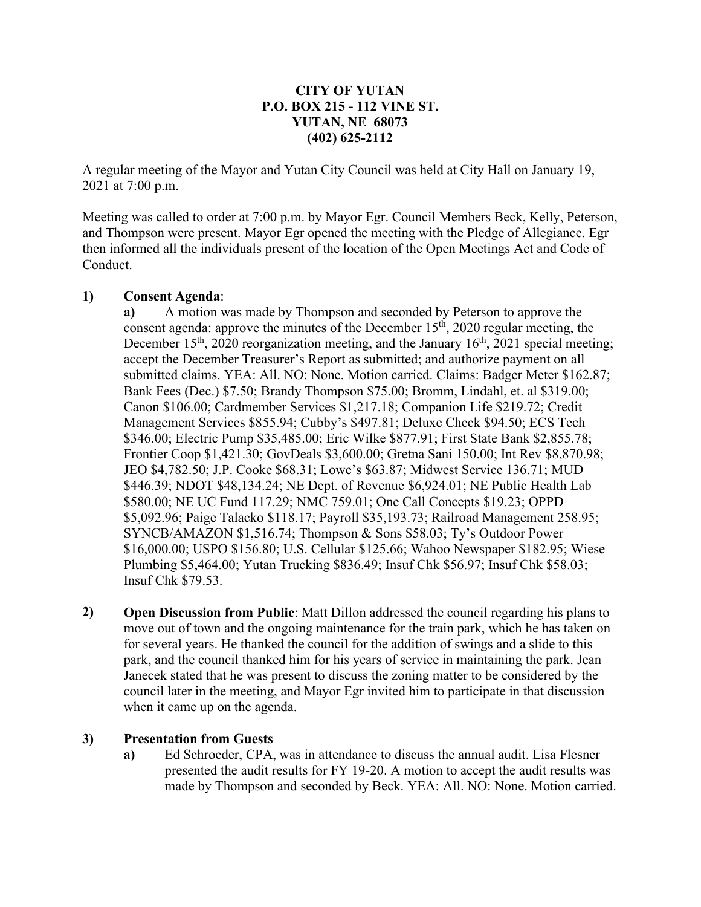**CITY OF YUTAN**
**P.O. BOX 215 - 112 VINE ST.**
**YUTAN, NE 68073**
**(402) 625-2112**

A regular meeting of the Mayor and Yutan City Council was held at City Hall on January 19, 2021 at 7:00 p.m.

Meeting was called to order at 7:00 p.m. by Mayor Egr. Council Members Beck, Kelly, Peterson, and Thompson were present. Mayor Egr opened the meeting with the Pledge of Allegiance. Egr then informed all the individuals present of the location of the Open Meetings Act and Code of Conduct.

**1) Consent Agenda**:

**a)** A motion was made by Thompson and seconded by Peterson to approve the consent agenda: approve the minutes of the December 15th, 2020 regular meeting, the December 15th, 2020 reorganization meeting, and the January 16th, 2021 special meeting; accept the December Treasurer's Report as submitted; and authorize payment on all submitted claims. YEA: All. NO: None. Motion carried. Claims: Badger Meter $162.87; Bank Fees (Dec.) $7.50; Brandy Thompson $75.00; Bromm, Lindahl, et. al $319.00; Canon $106.00; Cardmember Services $1,217.18; Companion Life $219.72; Credit Management Services $855.94; Cubby's $497.81; Deluxe Check $94.50; ECS Tech $346.00; Electric Pump $35,485.00; Eric Wilke $877.91; First State Bank $2,855.78; Frontier Coop $1,421.30; GovDeals $3,600.00; Gretna Sani 150.00; Int Rev $8,870.98; JEO $4,782.50; J.P. Cooke $68.31; Lowe's $63.87; Midwest Service 136.71; MUD $446.39; NDOT $48,134.24; NE Dept. of Revenue $6,924.01; NE Public Health Lab $580.00; NE UC Fund 117.29; NMC 759.01; One Call Concepts $19.23; OPPD $5,092.96; Paige Talacko $118.17; Payroll $35,193.73; Railroad Management 258.95; SYNCB/AMAZON $1,516.74; Thompson & Sons $58.03; Ty's Outdoor Power $16,000.00; USPO $156.80; U.S. Cellular $125.66; Wahoo Newspaper $182.95; Wiese Plumbing $5,464.00; Yutan Trucking $836.49; Insuf Chk $56.97; Insuf Chk $58.03; Insuf Chk $79.53.

**2) Open Discussion from Public**: Matt Dillon addressed the council regarding his plans to move out of town and the ongoing maintenance for the train park, which he has taken on for several years. He thanked the council for the addition of swings and a slide to this park, and the council thanked him for his years of service in maintaining the park. Jean Janecek stated that he was present to discuss the zoning matter to be considered by the council later in the meeting, and Mayor Egr invited him to participate in that discussion when it came up on the agenda.

**3) Presentation from Guests**

**a)** Ed Schroeder, CPA, was in attendance to discuss the annual audit. Lisa Flesner presented the audit results for FY 19-20. A motion to accept the audit results was made by Thompson and seconded by Beck. YEA: All. NO: None. Motion carried.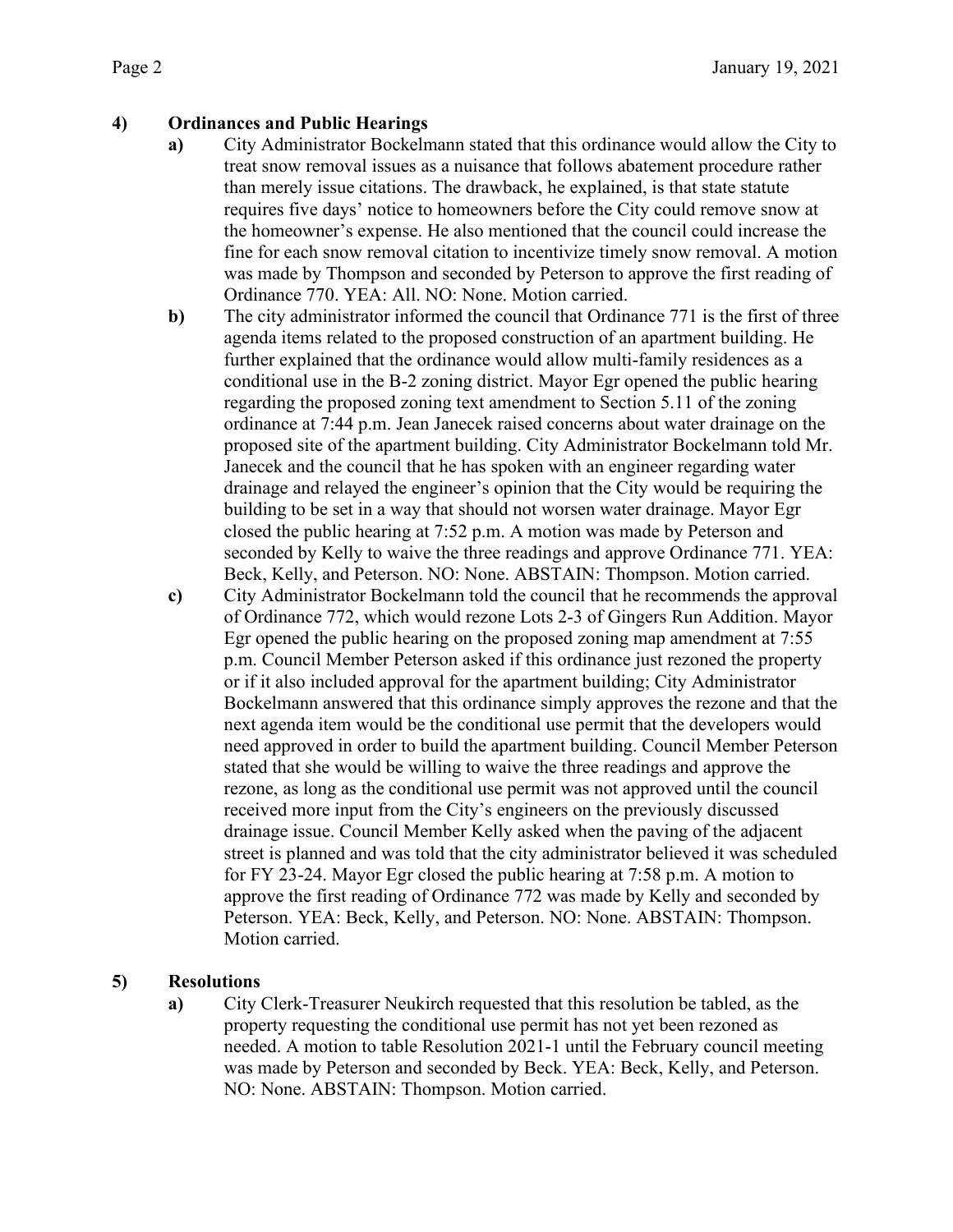## 4) Ordinances and Public Hearings

**a)** City Administrator Bockelmann stated that this ordinance would allow the City to treat snow removal issues as a nuisance that follows abatement procedure rather than merely issue citations. The drawback, he explained, is that state statute requires five days' notice to homeowners before the City could remove snow at the homeowner's expense. He also mentioned that the council could increase the fine for each snow removal citation to incentivize timely snow removal. A motion was made by Thompson and seconded by Peterson to approve the first reading of Ordinance 770. YEA: All. NO: None. Motion carried.

**b)** The city administrator informed the council that Ordinance 771 is the first of three agenda items related to the proposed construction of an apartment building. He further explained that the ordinance would allow multi-family residences as a conditional use in the B-2 zoning district. Mayor Egr opened the public hearing regarding the proposed zoning text amendment to Section 5.11 of the zoning ordinance at 7:44 p.m. Jean Janecek raised concerns about water drainage on the proposed site of the apartment building. City Administrator Bockelmann told Mr. Janecek and the council that he has spoken with an engineer regarding water drainage and relayed the engineer's opinion that the City would be requiring the building to be set in a way that should not worsen water drainage. Mayor Egr closed the public hearing at 7:52 p.m. A motion was made by Peterson and seconded by Kelly to waive the three readings and approve Ordinance 771. YEA: Beck, Kelly, and Peterson. NO: None. ABSTAIN: Thompson. Motion carried.

**c)** City Administrator Bockelmann told the council that he recommends the approval of Ordinance 772, which would rezone Lots 2-3 of Gingers Run Addition. Mayor Egr opened the public hearing on the proposed zoning map amendment at 7:55 p.m. Council Member Peterson asked if this ordinance just rezoned the property or if it also included approval for the apartment building; City Administrator Bockelmann answered that this ordinance simply approves the rezone and that the next agenda item would be the conditional use permit that the developers would need approved in order to build the apartment building. Council Member Peterson stated that she would be willing to waive the three readings and approve the rezone, as long as the conditional use permit was not approved until the council received more input from the City's engineers on the previously discussed drainage issue. Council Member Kelly asked when the paving of the adjacent street is planned and was told that the city administrator believed it was scheduled for FY 23-24. Mayor Egr closed the public hearing at 7:58 p.m. A motion to approve the first reading of Ordinance 772 was made by Kelly and seconded by Peterson. YEA: Beck, Kelly, and Peterson. NO: None. ABSTAIN: Thompson. Motion carried.

## 5) Resolutions

**a)** City Clerk-Treasurer Neukirch requested that this resolution be tabled, as the property requesting the conditional use permit has not yet been rezoned as needed. A motion to table Resolution 2021-1 until the February council meeting was made by Peterson and seconded by Beck. YEA: Beck, Kelly, and Peterson. NO: None. ABSTAIN: Thompson. Motion carried.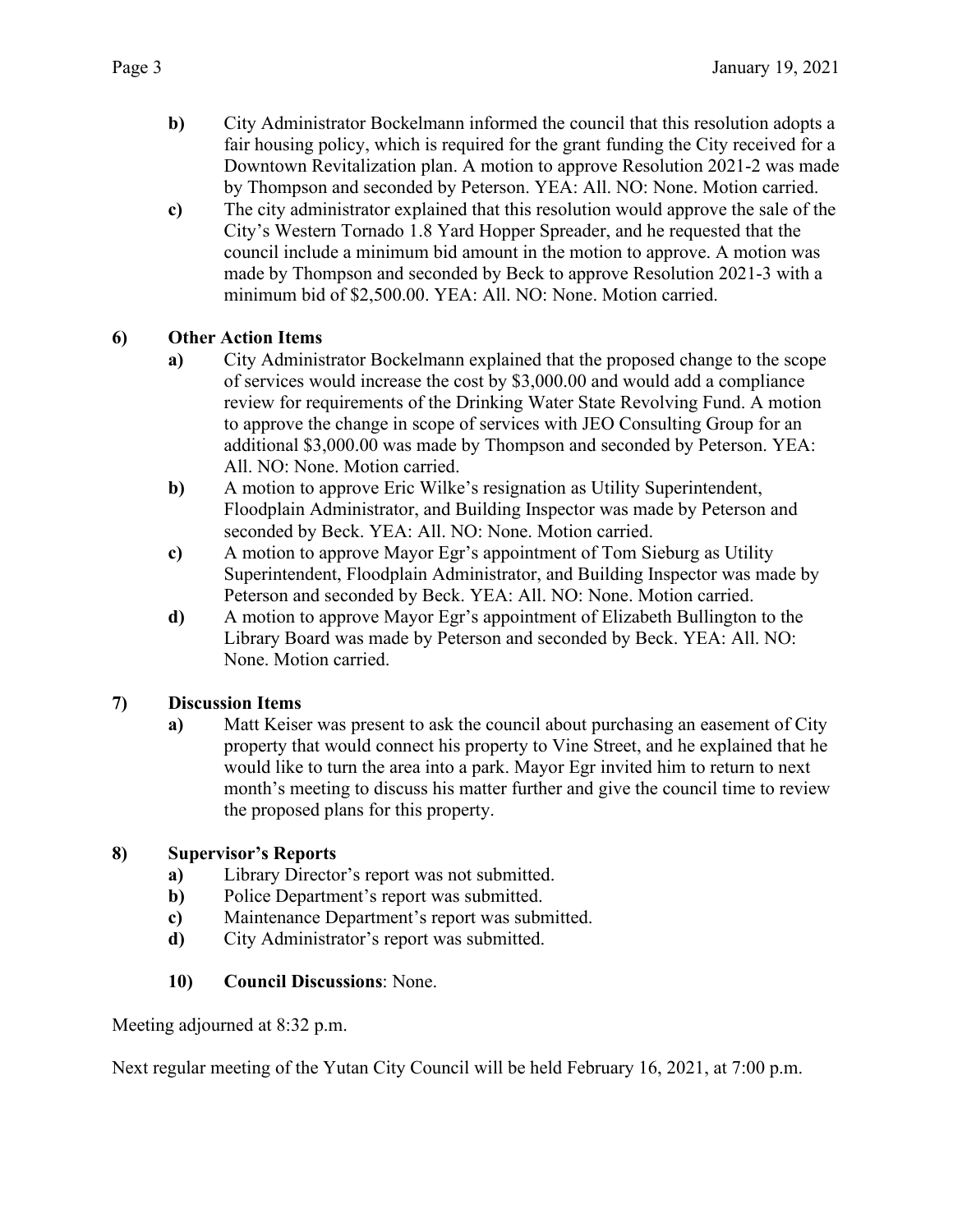**b)** City Administrator Bockelmann informed the council that this resolution adopts a fair housing policy, which is required for the grant funding the City received for a Downtown Revitalization plan. A motion to approve Resolution 2021-2 was made by Thompson and seconded by Peterson. YEA: All. NO: None. Motion carried.

**c)** The city administrator explained that this resolution would approve the sale of the City's Western Tornado 1.8 Yard Hopper Spreader, and he requested that the council include a minimum bid amount in the motion to approve. A motion was made by Thompson and seconded by Beck to approve Resolution 2021-3 with a minimum bid of $2,500.00. YEA: All. NO: None. Motion carried.

**6) Other Action Items**

**a)** City Administrator Bockelmann explained that the proposed change to the scope of services would increase the cost by $3,000.00 and would add a compliance review for requirements of the Drinking Water State Revolving Fund. A motion to approve the change in scope of services with JEO Consulting Group for an additional $3,000.00 was made by Thompson and seconded by Peterson. YEA: All. NO: None. Motion carried.

**b)** A motion to approve Eric Wilke's resignation as Utility Superintendent, Floodplain Administrator, and Building Inspector was made by Peterson and seconded by Beck. YEA: All. NO: None. Motion carried.

**c)** A motion to approve Mayor Egr's appointment of Tom Sieburg as Utility Superintendent, Floodplain Administrator, and Building Inspector was made by Peterson and seconded by Beck. YEA: All. NO: None. Motion carried.

**d)** A motion to approve Mayor Egr's appointment of Elizabeth Bullington to the Library Board was made by Peterson and seconded by Beck. YEA: All. NO: None. Motion carried.

**7) Discussion Items**

**a)** Matt Keiser was present to ask the council about purchasing an easement of City property that would connect his property to Vine Street, and he explained that he would like to turn the area into a park. Mayor Egr invited him to return to next month's meeting to discuss his matter further and give the council time to review the proposed plans for this property.

**8) Supervisor's Reports**

**a)** Library Director's report was not submitted.
**b)** Police Department's report was submitted.
**c)** Maintenance Department's report was submitted.
**d)** City Administrator's report was submitted.

**10) Council Discussions**: None.

Meeting adjourned at 8:32 p.m.

Next regular meeting of the Yutan City Council will be held February 16, 2021, at 7:00 p.m.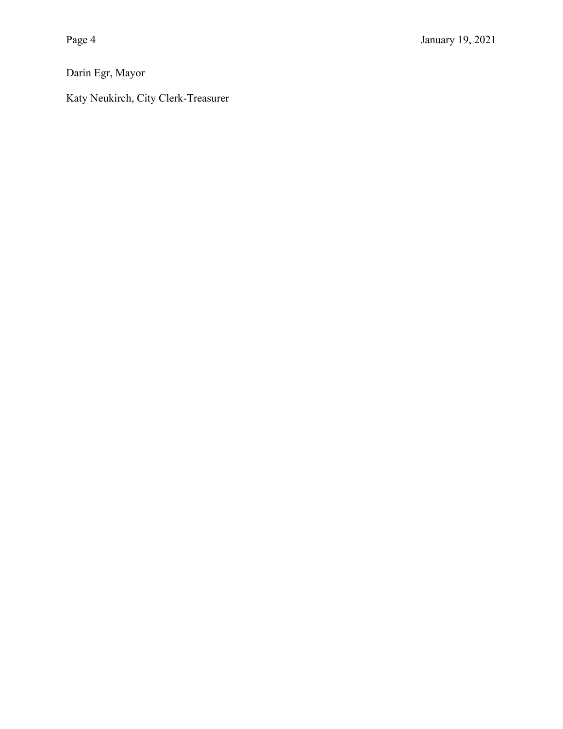Darin Egr, Mayor

Katy Neukirch, City Clerk-Treasurer